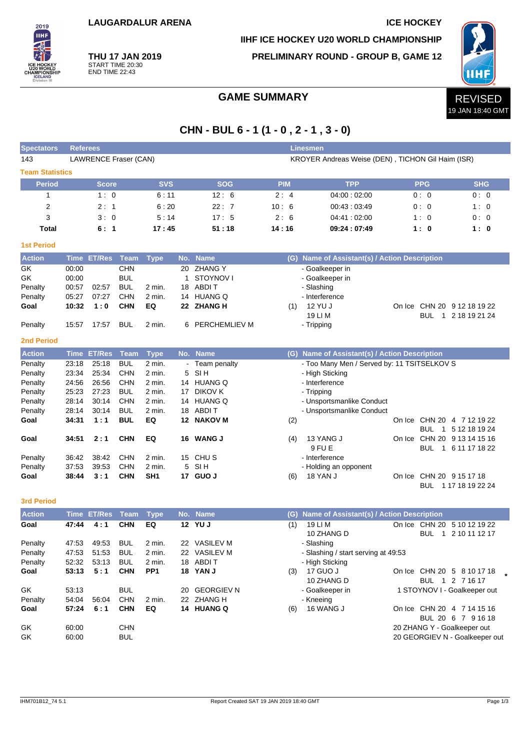LAUGARDALUR ARENA

ICE HOCKEY

IIHF ICE HOCKEY U20 WORLD CHAMPIONSHIP

**THU 17 JAN 2019**
START TIME 20:30
END TIME 22:43

PRELIMINARY ROUND - GROUP B, GAME 12

# GAME SUMMARY

REVISED
19 JAN 18:40 GMT

## CHN - BUL 6 - 1 (1 - 0 , 2 - 1 , 3 - 0)

| Spectators | Referees | Linesmen |
|---|---|---|
| 143 | LAWRENCE Fraser (CAN) | KROYER Andreas Weise (DEN) , TICHON Gil Haim (ISR) |

### Team Statistics

| Period | Score | SVS | SOG | PIM | TPP | PPG | SHG |
|---|---|---|---|---|---|---|---|
| 1 | 1 : 0 | 6 : 11 | 12 : 6 | 2 : 4 | 04:00 : 02:00 | 0 : 0 | 0 : 0 |
| 2 | 2 : 1 | 6 : 20 | 22 : 7 | 10 : 6 | 00:43 : 03:49 | 0 : 0 | 1 : 0 |
| 3 | 3 : 0 | 5 : 14 | 17 : 5 | 2 : 6 | 04:41 : 02:00 | 1 : 0 | 0 : 0 |
| **Total** | **6 : 1** | **17 : 45** | **51 : 18** | **14 : 16** | **09:24 : 07:49** | **1 : 0** | **1 : 0** |

### 1st Period

| Action | Time | ET/Res | Team | Type | No. | Name | (G) | Name of Assistant(s) / Action Description | On Ice |
|---|---|---|---|---|---|---|---|---|---|
| GK | 00:00 | | CHN | | 20 | ZHANG Y | | - Goalkeeper in | |
| GK | 00:00 | | BUL | | 1 | STOYNOV I | | - Goalkeeper in | |
| Penalty | 00:57 | 02:57 | BUL | 2 min. | 18 | ABDI T | | - Slashing | |
| Penalty | 05:27 | 07:27 | CHN | 2 min. | 14 | HUANG Q | | - Interference | |
| **Goal** | **10:32** | **1 : 0** | **CHN** | **EQ** | **22** | **ZHANG H** | (1) | 12 YU J<br>19 LI M | On Ice CHN 20 9 12 18 19 22<br>BUL 1 2 18 19 21 24 |
| Penalty | 15:57 | 17:57 | BUL | 2 min. | 6 | PERCHEMLIEV M | | - Tripping | |

### 2nd Period

| Action | Time | ET/Res | Team | Type | No. | Name | (G) | Name of Assistant(s) / Action Description | On Ice |
|---|---|---|---|---|---|---|---|---|---|
| Penalty | 23:18 | 25:18 | BUL | 2 min. | - | Team penalty | | - Too Many Men / Served by: 11 TSITSELKOV S | |
| Penalty | 23:34 | 25:34 | CHN | 2 min. | 5 | SI H | | - High Sticking | |
| Penalty | 24:56 | 26:56 | CHN | 2 min. | 14 | HUANG Q | | - Interference | |
| Penalty | 25:23 | 27:23 | BUL | 2 min. | 17 | DIKOV K | | - Tripping | |
| Penalty | 28:14 | 30:14 | CHN | 2 min. | 14 | HUANG Q | | - Unsportsmanlike Conduct | |
| Penalty | 28:14 | 30:14 | BUL | 2 min. | 18 | ABDI T | | - Unsportsmanlike Conduct | |
| **Goal** | **34:31** | **1 : 1** | **BUL** | **EQ** | **12** | **NAKOV M** | (2) | | On Ice CHN 20 4 7 12 19 22<br>BUL 1 5 12 18 19 24 |
| **Goal** | **34:51** | **2 : 1** | **CHN** | **EQ** | **16** | **WANG J** | (4) | 13 YANG J<br>9 FU E | On Ice CHN 20 9 13 14 15 16<br>BUL 1 6 11 17 18 22 |
| Penalty | 36:42 | 38:42 | CHN | 2 min. | 15 | CHU S | | - Interference | |
| Penalty | 37:53 | 39:53 | CHN | 2 min. | 5 | SI H | | - Holding an opponent | |
| **Goal** | **38:44** | **3 : 1** | **CHN** | **SH1** | **17** | **GUO J** | (6) | 18 YAN J | On Ice CHN 20 9 15 17 18<br>BUL 1 17 18 19 22 24 |

### 3rd Period

| Action | Time | ET/Res | Team | Type | No. | Name | (G) | Name of Assistant(s) / Action Description | On Ice |
|---|---|---|---|---|---|---|---|---|---|
| **Goal** | **47:44** | **4 : 1** | **CHN** | **EQ** | **12** | **YU J** | (1) | 19 LI M<br>10 ZHANG D | On Ice CHN 20 5 10 12 19 22<br>BUL 1 2 10 11 12 17 |
| Penalty | 47:53 | 49:53 | BUL | 2 min. | 22 | VASILEV M | | - Slashing | |
| Penalty | 47:53 | 51:53 | BUL | 2 min. | 22 | VASILEV M | | - Slashing / start serving at 49:53 | |
| Penalty | 52:32 | 53:13 | BUL | 2 min. | 18 | ABDI T | | - High Sticking | |
| **Goal** | **53:13** | **5 : 1** | **CHN** | **PP1** | **18** | **YAN J** | (3) | 17 GUO J<br>10 ZHANG D | On Ice CHN 20 5 8 10 17 18 *<br>BUL 1 2 7 16 17 |
| GK | 53:13 | | BUL | | 20 | GEORGIEV N | | - Goalkeeper in | 1 STOYNOV I - Goalkeeper out |
| Penalty | 54:04 | 56:04 | CHN | 2 min. | 22 | ZHANG H | | - Kneeing | |
| **Goal** | **57:24** | **6 : 1** | **CHN** | **EQ** | **14** | **HUANG Q** | (6) | 16 WANG J | On Ice CHN 20 4 7 14 15 16<br>BUL 20 6 7 9 16 18 |
| GK | 60:00 | | CHN | | | | | | 20 ZHANG Y - Goalkeeper out |
| GK | 60:00 | | BUL | | | | | | 20 GEORGIEV N - Goalkeeper out |

IHM701B12_74 5.1 Report Created SAT 19 JAN 2019 18:40 GMT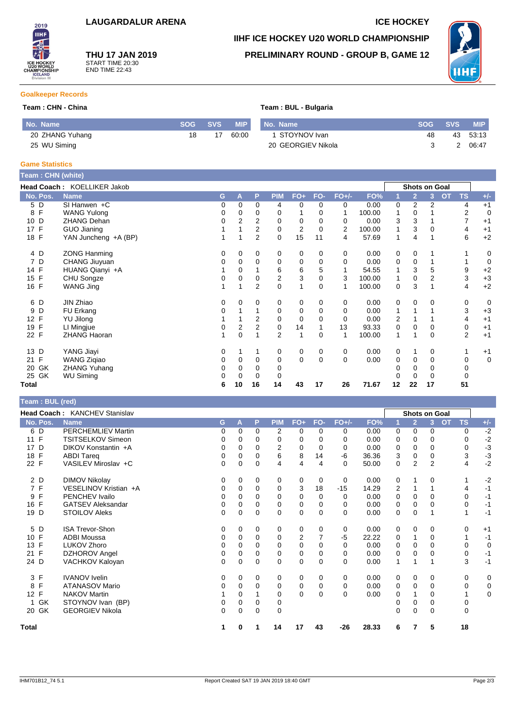LAUGARDALUR ARENA

ICE HOCKEY

**IIHF ICE HOCKEY U20 WORLD CHAMPIONSHIP**

**PRELIMINARY ROUND - GROUP B, GAME 12**

**THU 17 JAN 2019**
START TIME 20:30
END TIME 22:43

## Goalkeeper Records

**Team : CHN - China**

| No. Name | SOG | SVS | MIP |
|---|---|---|---|
| 20 ZHANG Yuhang | 18 | 17 | 60:00 |
| 25 WU Siming | | | |

**Team : BUL - Bulgaria**

| No. Name | SOG | SVS | MIP |
|---|---|---|---|
| 1 STOYNOV Ivan | 48 | 43 | 53:13 |
| 20 GEORGIEV Nikola | 3 | 2 | 06:47 |

## Game Statistics

**Team : CHN (white)**

**Head Coach :** KOELLIKER Jakob

| No. | Pos. | Name | G | A | P | PIM | FO+ | FO- | FO+/- | FO% | 1 | 2 | 3 | OT | TS | +/- |
|---|---|---|---|---|---|---|---|---|---|---|---|---|---|---|---|---|
| 5 | D | SI Hanwen +C | 0 | 0 | 0 | 4 | 0 | 0 | 0 | 0.00 | 0 | 2 | 2 | | 4 | +1 |
| 8 | F | WANG Yulong | 0 | 0 | 0 | 0 | 1 | 0 | 1 | 100.00 | 1 | 0 | 1 | | 2 | 0 |
| 10 | D | ZHANG Dehan | 0 | 2 | 2 | 0 | 0 | 0 | 0 | 0.00 | 3 | 3 | 1 | | 7 | +1 |
| 17 | F | GUO Jianing | 1 | 1 | 2 | 0 | 2 | 0 | 2 | 100.00 | 1 | 3 | 0 | | 4 | +1 |
| 18 | F | YAN Juncheng +A (BP) | 1 | 1 | 2 | 0 | 15 | 11 | 4 | 57.69 | 1 | 4 | 1 | | 6 | +2 |
| 4 | D | ZONG Hanming | 0 | 0 | 0 | 0 | 0 | 0 | 0 | 0.00 | 0 | 0 | 1 | | 1 | 0 |
| 7 | D | CHANG Jiuyuan | 0 | 0 | 0 | 0 | 0 | 0 | 0 | 0.00 | 0 | 0 | 1 | | 1 | 0 |
| 14 | F | HUANG Qianyi +A | 1 | 0 | 1 | 6 | 6 | 5 | 1 | 54.55 | 1 | 3 | 5 | | 9 | +2 |
| 15 | F | CHU Songze | 0 | 0 | 0 | 2 | 3 | 0 | 3 | 100.00 | 1 | 0 | 2 | | 3 | +3 |
| 16 | F | WANG Jing | 1 | 1 | 2 | 0 | 1 | 0 | 1 | 100.00 | 0 | 3 | 1 | | 4 | +2 |
| 6 | D | JIN Zhiao | 0 | 0 | 0 | 0 | 0 | 0 | 0 | 0.00 | 0 | 0 | 0 | | 0 | 0 |
| 9 | D | FU Erkang | 0 | 1 | 1 | 0 | 0 | 0 | 0 | 0.00 | 1 | 1 | 1 | | 3 | +3 |
| 12 | F | YU Jilong | 1 | 1 | 2 | 0 | 0 | 0 | 0 | 0.00 | 2 | 1 | 1 | | 4 | +1 |
| 19 | F | LI Mingjue | 0 | 2 | 2 | 0 | 14 | 1 | 13 | 93.33 | 0 | 0 | 0 | | 0 | +1 |
| 22 | F | ZHANG Haoran | 1 | 0 | 1 | 2 | 1 | 0 | 1 | 100.00 | 1 | 1 | 0 | | 2 | +1 |
| 13 | D | YANG Jiayi | 0 | 1 | 1 | 0 | 0 | 0 | 0 | 0.00 | 0 | 1 | 0 | | 1 | +1 |
| 21 | F | WANG Ziqiao | 0 | 0 | 0 | 0 | 0 | 0 | 0 | 0.00 | 0 | 0 | 0 | | 0 | 0 |
| 20 | GK | ZHANG Yuhang | 0 | 0 | 0 | 0 | | | | | 0 | 0 | 0 | | 0 | |
| 25 | GK | WU Siming | 0 | 0 | 0 | 0 | | | | | 0 | 0 | 0 | | 0 | |
| **Total** | | | **6** | **10** | **16** | **14** | **43** | **17** | **26** | **71.67** | **12** | **22** | **17** | | **51** | |

**Team : BUL (red)**

**Head Coach :** KANCHEV Stanislav

| No. | Pos. | Name | G | A | P | PIM | FO+ | FO- | FO+/- | FO% | 1 | 2 | 3 | OT | TS | +/- |
|---|---|---|---|---|---|---|---|---|---|---|---|---|---|---|---|---|
| 6 | D | PERCHEMLIEV Martin | 0 | 0 | 0 | 2 | 0 | 0 | 0 | 0.00 | 0 | 0 | 0 | | 0 | -2 |
| 11 | F | TSITSELKOV Simeon | 0 | 0 | 0 | 0 | 0 | 0 | 0 | 0.00 | 0 | 0 | 0 | | 0 | -2 |
| 17 | D | DIKOV Konstantin +A | 0 | 0 | 0 | 2 | 0 | 0 | 0 | 0.00 | 0 | 0 | 0 | | 0 | -3 |
| 18 | F | ABDI Tareq | 0 | 0 | 0 | 6 | 8 | 14 | -6 | 36.36 | 3 | 0 | 0 | | 3 | -3 |
| 22 | F | VASILEV Miroslav +C | 0 | 0 | 0 | 4 | 4 | 4 | 0 | 50.00 | 0 | 2 | 2 | | 4 | -2 |
| 2 | D | DIMOV Nikolay | 0 | 0 | 0 | 0 | 0 | 0 | 0 | 0.00 | 0 | 1 | 0 | | 1 | -2 |
| 7 | F | VESELINOV Kristian +A | 0 | 0 | 0 | 0 | 3 | 18 | -15 | 14.29 | 2 | 1 | 1 | | 4 | -1 |
| 9 | F | PENCHEV Ivailo | 0 | 0 | 0 | 0 | 0 | 0 | 0 | 0.00 | 0 | 0 | 0 | | 0 | -1 |
| 16 | F | GATSEV Aleksandar | 0 | 0 | 0 | 0 | 0 | 0 | 0 | 0.00 | 0 | 0 | 0 | | 0 | -1 |
| 19 | D | STOILOV Aleks | 0 | 0 | 0 | 0 | 0 | 0 | 0 | 0.00 | 0 | 0 | 1 | | 1 | -1 |
| 5 | D | ISA Trevor-Shon | 0 | 0 | 0 | 0 | 0 | 0 | 0 | 0.00 | 0 | 0 | 0 | | 0 | +1 |
| 10 | F | ADBI Moussa | 0 | 0 | 0 | 0 | 2 | 7 | -5 | 22.22 | 0 | 1 | 0 | | 1 | -1 |
| 13 | F | LUKOV Zhoro | 0 | 0 | 0 | 0 | 0 | 0 | 0 | 0.00 | 0 | 0 | 0 | | 0 | 0 |
| 21 | F | DZHOROV Angel | 0 | 0 | 0 | 0 | 0 | 0 | 0 | 0.00 | 0 | 0 | 0 | | 0 | -1 |
| 24 | D | VACHKOV Kaloyan | 0 | 0 | 0 | 0 | 0 | 0 | 0 | 0.00 | 1 | 1 | 1 | | 3 | -1 |
| 3 | F | IVANOV Ivelin | 0 | 0 | 0 | 0 | 0 | 0 | 0 | 0.00 | 0 | 0 | 0 | | 0 | 0 |
| 8 | F | ATANASOV Mario | 0 | 0 | 0 | 0 | 0 | 0 | 0 | 0.00 | 0 | 0 | 0 | | 0 | 0 |
| 12 | F | NAKOV Martin | 1 | 0 | 1 | 0 | 0 | 0 | 0 | 0.00 | 0 | 1 | 0 | | 1 | 0 |
| 1 | GK | STOYNOV Ivan (BP) | 0 | 0 | 0 | 0 | | | | | 0 | 0 | 0 | | 0 | |
| 20 | GK | GEORGIEV Nikola | 0 | 0 | 0 | 0 | | | | | 0 | 0 | 0 | | 0 | |
| **Total** | | | **1** | **0** | **1** | **14** | **17** | **43** | **-26** | **28.33** | **6** | **7** | **5** | | **18** | |

IHM701B12_74 5.1 Report Created SAT 19 JAN 2019 18:40 GMT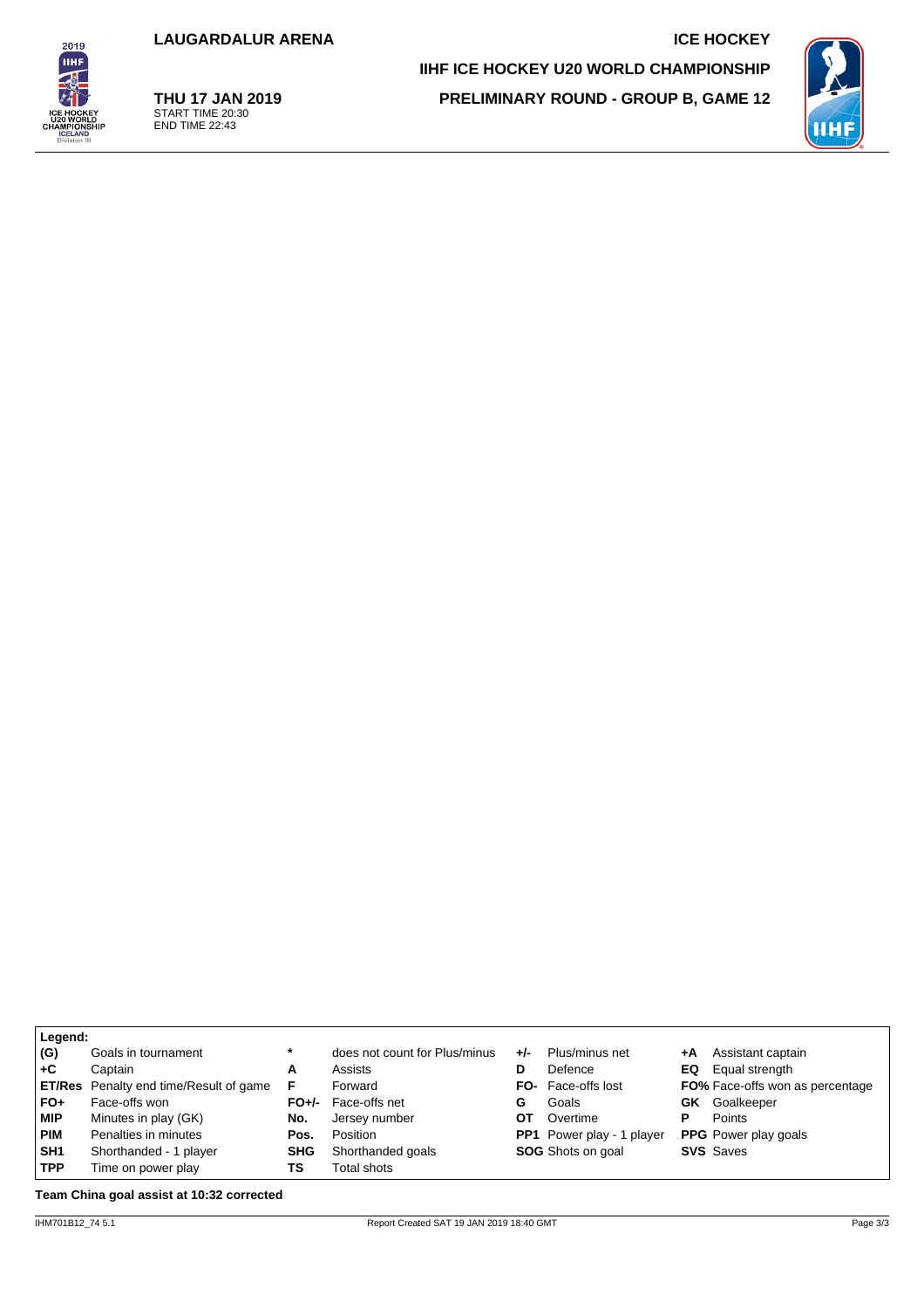Legend:

| | | | | | | | |
|---|---|---|---|---|---|---|---|
| (G) | Goals in tournament | * | does not count for Plus/minus | +/- | Plus/minus net | +A | Assistant captain |
| +C | Captain | A | Assists | D | Defence | EQ | Equal strength |
| ET/Res | Penalty end time/Result of game | F | Forward | FO- | Face-offs lost | FO% | Face-offs won as percentage |
| FO+ | Face-offs won | FO+/- | Face-offs net | G | Goals | GK | Goalkeeper |
| MIP | Minutes in play (GK) | No. | Jersey number | OT | Overtime | P | Points |
| PIM | Penalties in minutes | Pos. | Position | PP1 | Power play - 1 player | PPG | Power play goals |
| SH1 | Shorthanded - 1 player | SHG | Shorthanded goals | SOG | Shots on goal | SVS | Saves |
| TPP | Time on power play | TS | Total shots | | | | |

**Team China goal assist at 10:32 corrected**